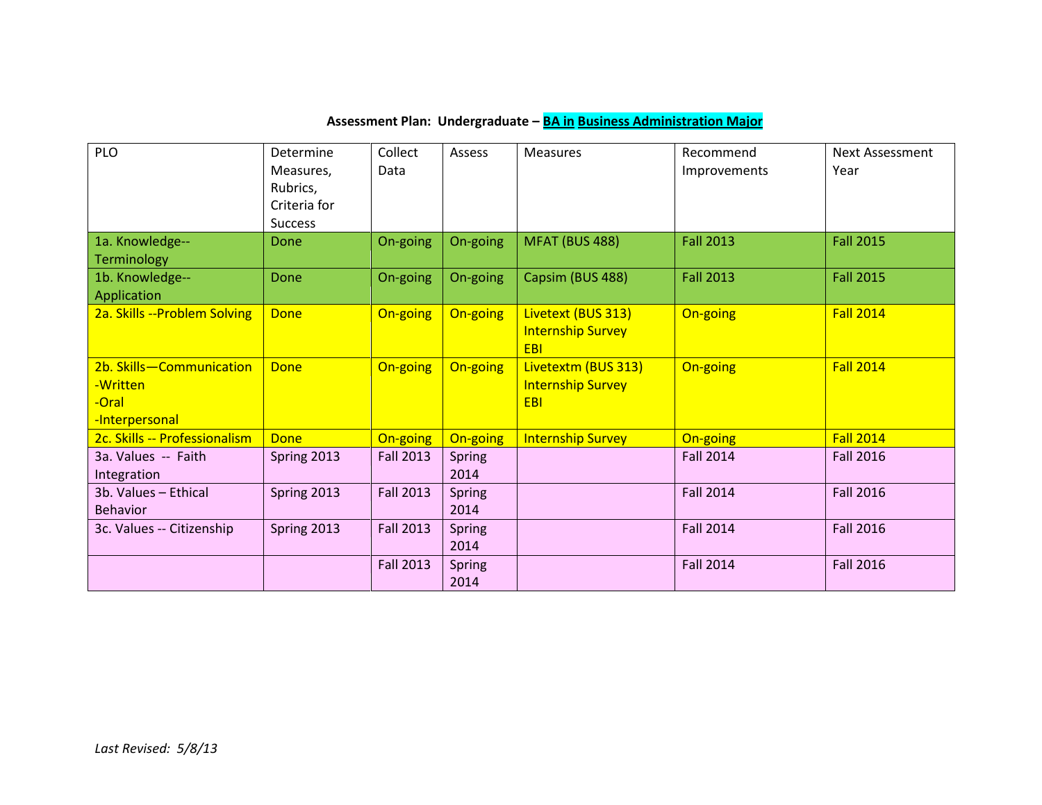**Assessment Plan: Undergraduate – BA in Business Administration Major**

| PLO | Determine Measures, Rubrics, Criteria for Success | Collect Data | Assess | Measures | Recommend Improvements | Next Assessment Year |
|---|---|---|---|---|---|---|
| 1a. Knowledge--Terminology | Done | On-going | On-going | MFAT (BUS 488) | Fall 2013 | Fall 2015 |
| 1b. Knowledge--Application | Done | On-going | On-going | Capsim (BUS 488) | Fall 2013 | Fall 2015 |
| 2a. Skills --Problem Solving | Done | On-going | On-going | Livetext (BUS 313)<br>Internship Survey<br>EBI | On-going | Fall 2014 |
| 2b. Skills—Communication<br>-Written<br>-Oral<br>-Interpersonal | Done | On-going | On-going | Livetextm (BUS 313)<br>Internship Survey<br>EBI | On-going | Fall 2014 |
| 2c. Skills -- Professionalism | Done | On-going | On-going | Internship Survey | On-going | Fall 2014 |
| 3a. Values -- Faith Integration | Spring 2013 | Fall 2013 | Spring 2014 | | Fall 2014 | Fall 2016 |
| 3b. Values – Ethical Behavior | Spring 2013 | Fall 2013 | Spring 2014 | | Fall 2014 | Fall 2016 |
| 3c. Values -- Citizenship | Spring 2013 | Fall 2013 | Spring 2014 | | Fall 2014 | Fall 2016 |
| | | Fall 2013 | Spring 2014 | | Fall 2014 | Fall 2016 |

*Last Revised: 5/8/13*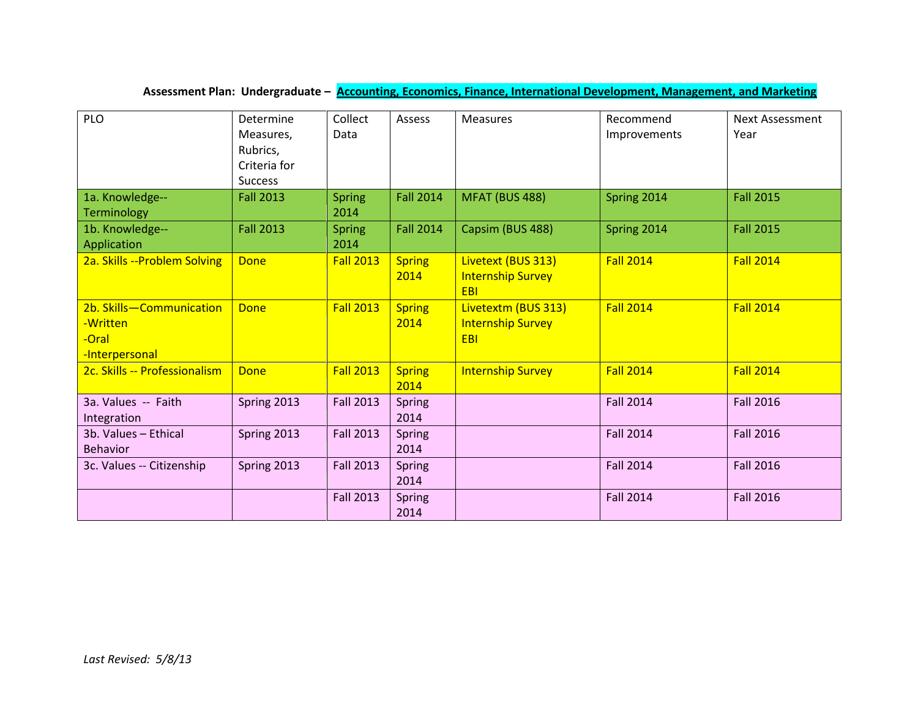**Assessment Plan: Undergraduate – Accounting, Economics, Finance, International Development, Management, and Marketing**

| PLO | Determine Measures, Rubrics, Criteria for Success | Collect Data | Assess | Measures | Recommend Improvements | Next Assessment Year |
|---|---|---|---|---|---|---|
| 1a. Knowledge--Terminology | Fall 2013 | Spring 2014 | Fall 2014 | MFAT (BUS 488) | Spring 2014 | Fall 2015 |
| 1b. Knowledge--Application | Fall 2013 | Spring 2014 | Fall 2014 | Capsim (BUS 488) | Spring 2014 | Fall 2015 |
| 2a. Skills --Problem Solving | Done | Fall 2013 | Spring 2014 | Livetext (BUS 313)<br>Internship Survey<br>EBI | Fall 2014 | Fall 2014 |
| 2b. Skills—Communication<br>-Written<br>-Oral<br>-Interpersonal | Done | Fall 2013 | Spring 2014 | Livetextm (BUS 313)<br>Internship Survey<br>EBI | Fall 2014 | Fall 2014 |
| 2c. Skills -- Professionalism | Done | Fall 2013 | Spring 2014 | Internship Survey | Fall 2014 | Fall 2014 |
| 3a. Values -- Faith Integration | Spring 2013 | Fall 2013 | Spring 2014 | | Fall 2014 | Fall 2016 |
| 3b. Values – Ethical Behavior | Spring 2013 | Fall 2013 | Spring 2014 | | Fall 2014 | Fall 2016 |
| 3c. Values -- Citizenship | Spring 2013 | Fall 2013 | Spring 2014 | | Fall 2014 | Fall 2016 |
| | | Fall 2013 | Spring 2014 | | Fall 2014 | Fall 2016 |

*Last Revised: 5/8/13*